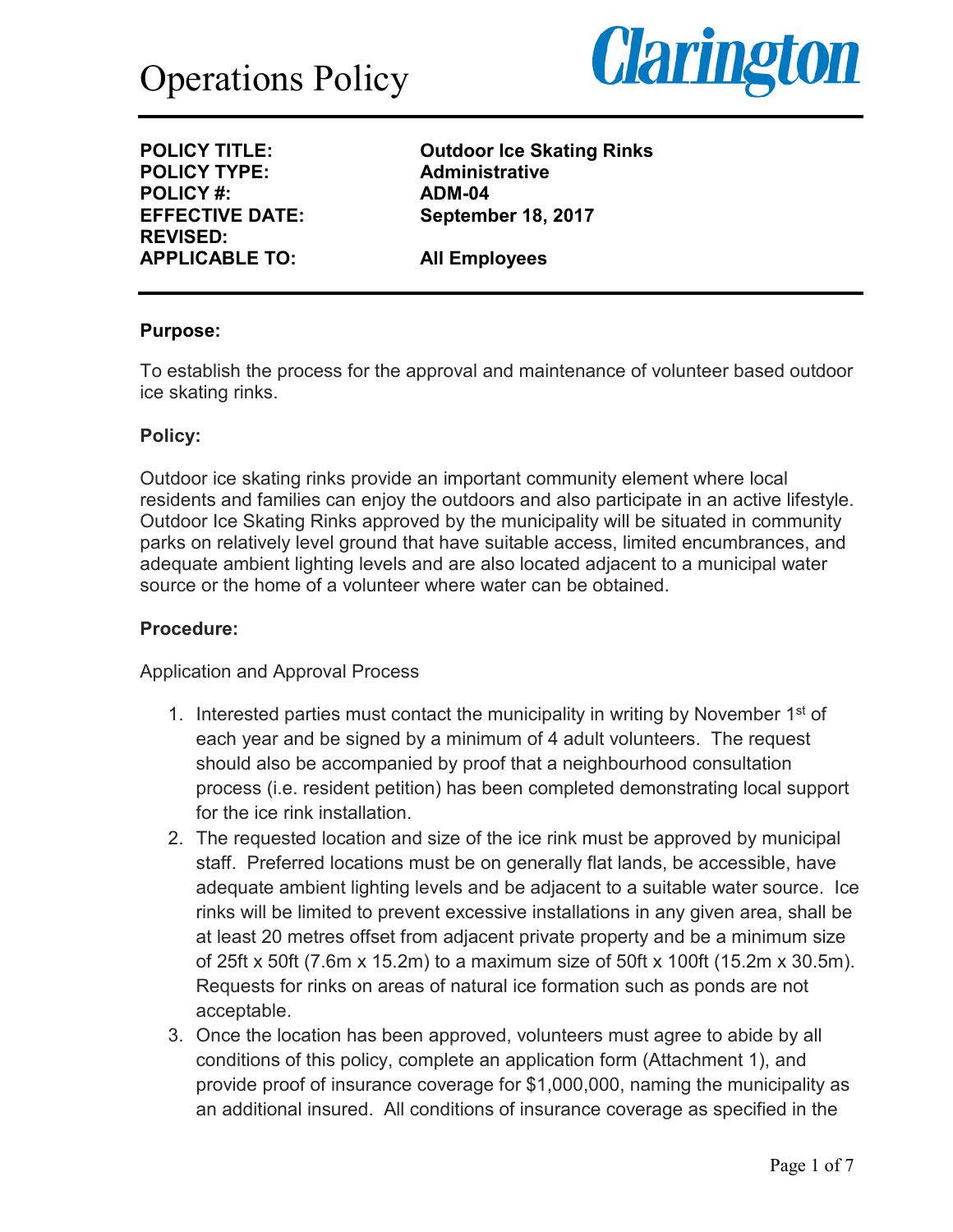# Operations Policy

**Clarington**

| | |
|---|---|
| **POLICY TITLE:** | **Outdoor Ice Skating Rinks** |
| **POLICY TYPE:** | **Administrative** |
| **POLICY #:** | **ADM-04** |
| **EFFECTIVE DATE:** | **September 18, 2017** |
| **REVISED:** | |
| **APPLICABLE TO:** | **All Employees** |

**Purpose:**

To establish the process for the approval and maintenance of volunteer based outdoor ice skating rinks.

**Policy:**

Outdoor ice skating rinks provide an important community element where local residents and families can enjoy the outdoors and also participate in an active lifestyle. Outdoor Ice Skating Rinks approved by the municipality will be situated in community parks on relatively level ground that have suitable access, limited encumbrances, and adequate ambient lighting levels and are also located adjacent to a municipal water source or the home of a volunteer where water can be obtained.

**Procedure:**

Application and Approval Process

1. Interested parties must contact the municipality in writing by November 1st of each year and be signed by a minimum of 4 adult volunteers. The request should also be accompanied by proof that a neighbourhood consultation process (i.e. resident petition) has been completed demonstrating local support for the ice rink installation.
2. The requested location and size of the ice rink must be approved by municipal staff. Preferred locations must be on generally flat lands, be accessible, have adequate ambient lighting levels and be adjacent to a suitable water source. Ice rinks will be limited to prevent excessive installations in any given area, shall be at least 20 metres offset from adjacent private property and be a minimum size of 25ft x 50ft (7.6m x 15.2m) to a maximum size of 50ft x 100ft (15.2m x 30.5m). Requests for rinks on areas of natural ice formation such as ponds are not acceptable.
3. Once the location has been approved, volunteers must agree to abide by all conditions of this policy, complete an application form (Attachment 1), and provide proof of insurance coverage for $1,000,000, naming the municipality as an additional insured. All conditions of insurance coverage as specified in the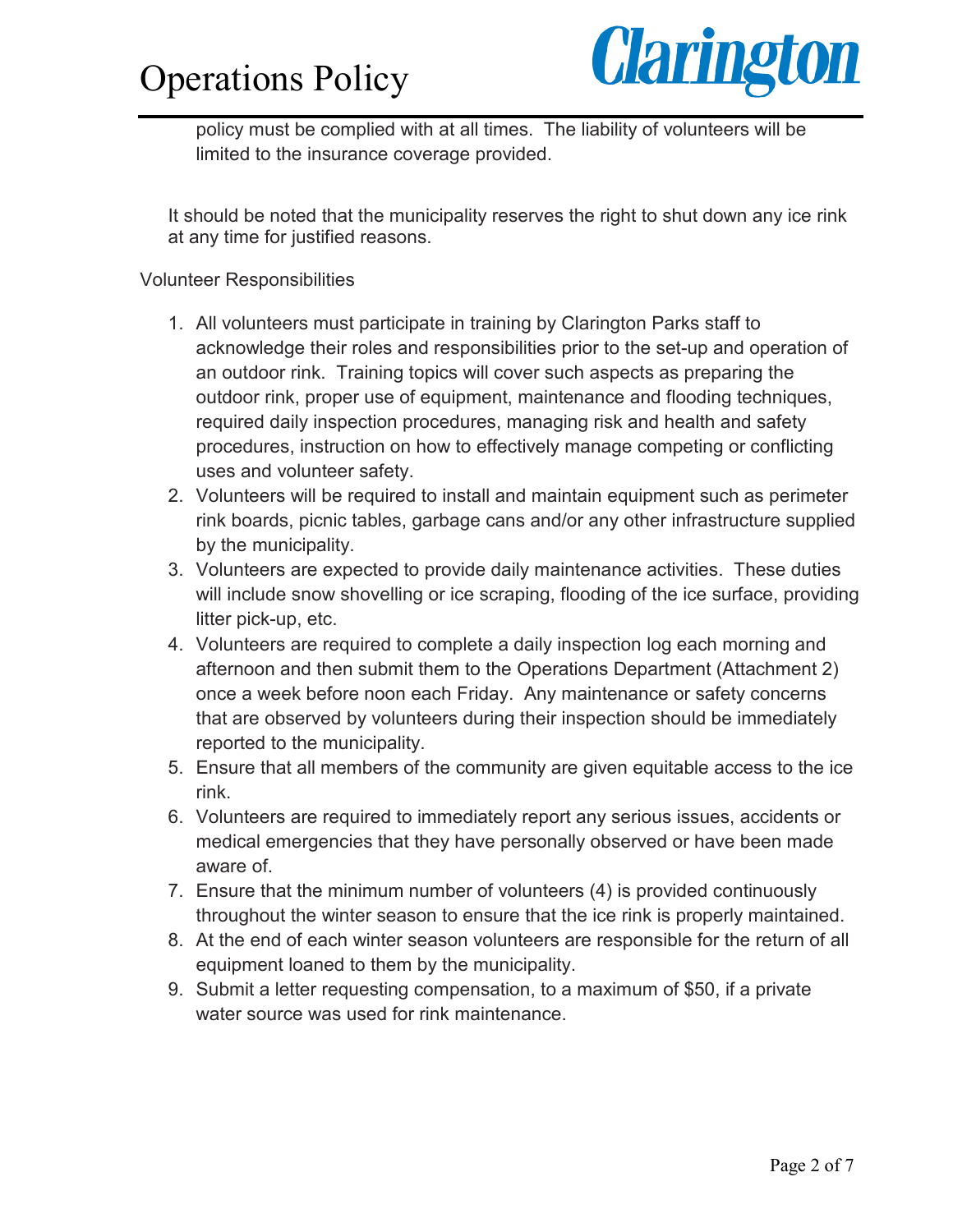policy must be complied with at all times. The liability of volunteers will be limited to the insurance coverage provided.

It should be noted that the municipality reserves the right to shut down any ice rink at any time for justified reasons.

Volunteer Responsibilities

1. All volunteers must participate in training by Clarington Parks staff to acknowledge their roles and responsibilities prior to the set-up and operation of an outdoor rink. Training topics will cover such aspects as preparing the outdoor rink, proper use of equipment, maintenance and flooding techniques, required daily inspection procedures, managing risk and health and safety procedures, instruction on how to effectively manage competing or conflicting uses and volunteer safety.
2. Volunteers will be required to install and maintain equipment such as perimeter rink boards, picnic tables, garbage cans and/or any other infrastructure supplied by the municipality.
3. Volunteers are expected to provide daily maintenance activities. These duties will include snow shovelling or ice scraping, flooding of the ice surface, providing litter pick-up, etc.
4. Volunteers are required to complete a daily inspection log each morning and afternoon and then submit them to the Operations Department (Attachment 2) once a week before noon each Friday. Any maintenance or safety concerns that are observed by volunteers during their inspection should be immediately reported to the municipality.
5. Ensure that all members of the community are given equitable access to the ice rink.
6. Volunteers are required to immediately report any serious issues, accidents or medical emergencies that they have personally observed or have been made aware of.
7. Ensure that the minimum number of volunteers (4) is provided continuously throughout the winter season to ensure that the ice rink is properly maintained.
8. At the end of each winter season volunteers are responsible for the return of all equipment loaned to them by the municipality.
9. Submit a letter requesting compensation, to a maximum of $50, if a private water source was used for rink maintenance.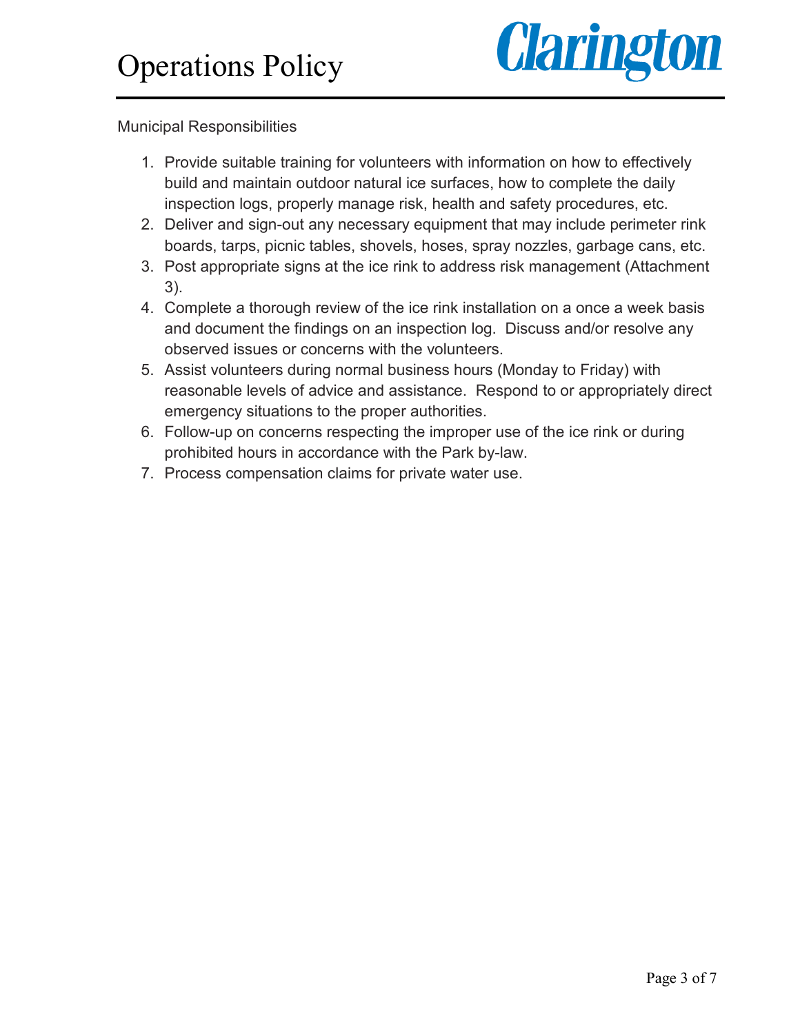Municipal Responsibilities

1. Provide suitable training for volunteers with information on how to effectively build and maintain outdoor natural ice surfaces, how to complete the daily inspection logs, properly manage risk, health and safety procedures, etc.
2. Deliver and sign-out any necessary equipment that may include perimeter rink boards, tarps, picnic tables, shovels, hoses, spray nozzles, garbage cans, etc.
3. Post appropriate signs at the ice rink to address risk management (Attachment 3).
4. Complete a thorough review of the ice rink installation on a once a week basis and document the findings on an inspection log. Discuss and/or resolve any observed issues or concerns with the volunteers.
5. Assist volunteers during normal business hours (Monday to Friday) with reasonable levels of advice and assistance. Respond to or appropriately direct emergency situations to the proper authorities.
6. Follow-up on concerns respecting the improper use of the ice rink or during prohibited hours in accordance with the Park by-law.
7. Process compensation claims for private water use.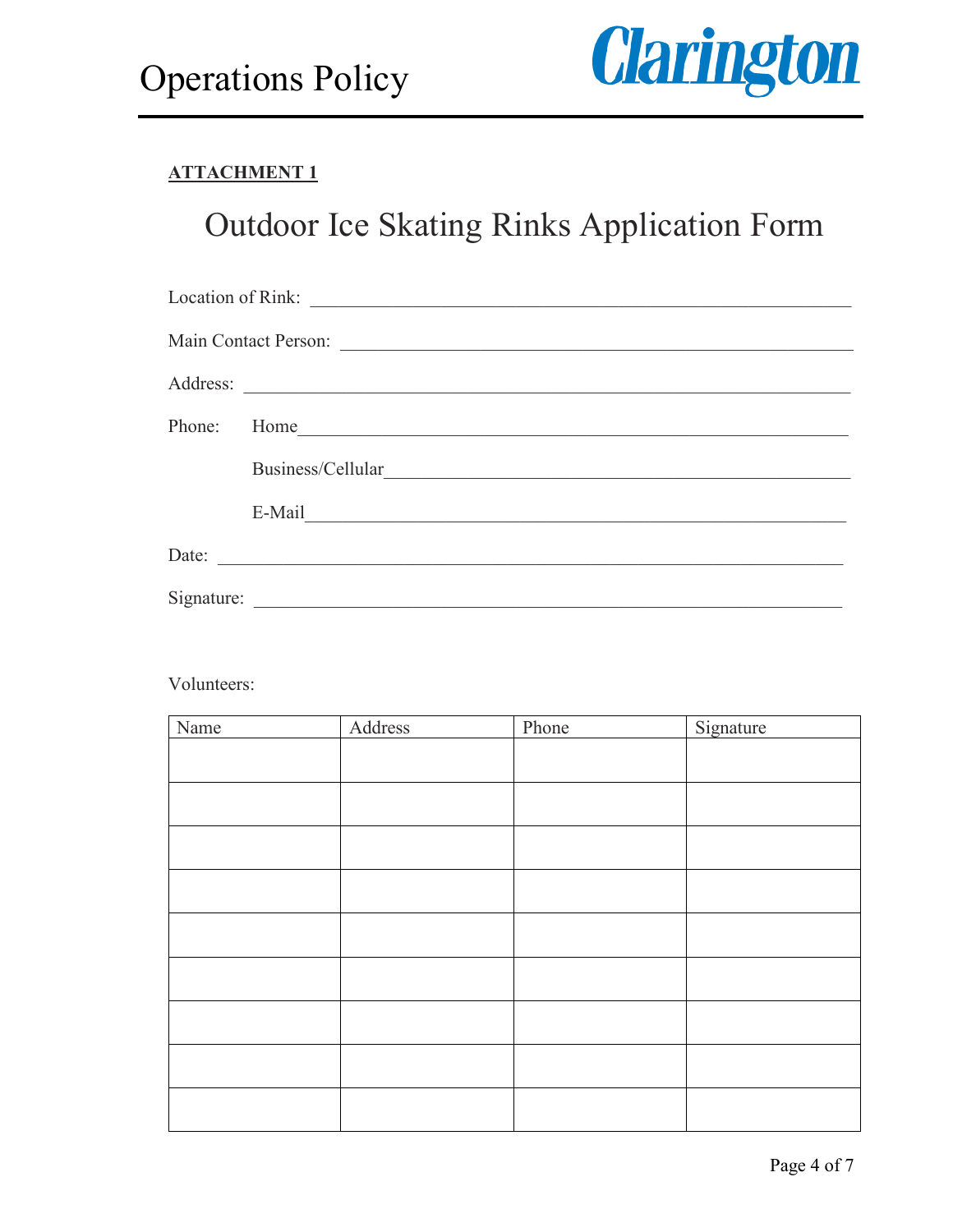**ATTACHMENT 1**

# Outdoor Ice Skating Rinks Application Form

Location of Rink: \_\_\_\_\_\_\_\_\_\_\_\_\_\_\_\_\_\_\_\_\_\_\_\_\_\_\_\_\_\_\_\_\_\_\_\_\_\_\_\_\_\_\_\_\_\_\_\_

Main Contact Person: \_\_\_\_\_\_\_\_\_\_\_\_\_\_\_\_\_\_\_\_\_\_\_\_\_\_\_\_\_\_\_\_\_\_\_\_\_\_\_\_\_\_\_\_

Address: \_\_\_\_\_\_\_\_\_\_\_\_\_\_\_\_\_\_\_\_\_\_\_\_\_\_\_\_\_\_\_\_\_\_\_\_\_\_\_\_\_\_\_\_\_\_\_\_\_\_\_\_\_\_\_

Phone: Home\_\_\_\_\_\_\_\_\_\_\_\_\_\_\_\_\_\_\_\_\_\_\_\_\_\_\_\_\_\_\_\_\_\_\_\_\_\_\_\_\_\_\_\_\_\_\_\_\_\_

Business/Cellular\_\_\_\_\_\_\_\_\_\_\_\_\_\_\_\_\_\_\_\_\_\_\_\_\_\_\_\_\_\_\_\_\_\_\_\_\_\_\_\_\_\_\_\_

E-Mail\_\_\_\_\_\_\_\_\_\_\_\_\_\_\_\_\_\_\_\_\_\_\_\_\_\_\_\_\_\_\_\_\_\_\_\_\_\_\_\_\_\_\_\_\_\_\_\_\_\_\_\_

Date: \_\_\_\_\_\_\_\_\_\_\_\_\_\_\_\_\_\_\_\_\_\_\_\_\_\_\_\_\_\_\_\_\_\_\_\_\_\_\_\_\_\_\_\_\_\_\_\_\_\_\_\_\_\_\_\_\_\_

Signature: \_\_\_\_\_\_\_\_\_\_\_\_\_\_\_\_\_\_\_\_\_\_\_\_\_\_\_\_\_\_\_\_\_\_\_\_\_\_\_\_\_\_\_\_\_\_\_\_\_\_\_\_\_\_

Volunteers:

| Name | Address | Phone | Signature |
|---|---|---|---|
| | | | |
| | | | |
| | | | |
| | | | |
| | | | |
| | | | |
| | | | |
| | | | |
| | | | |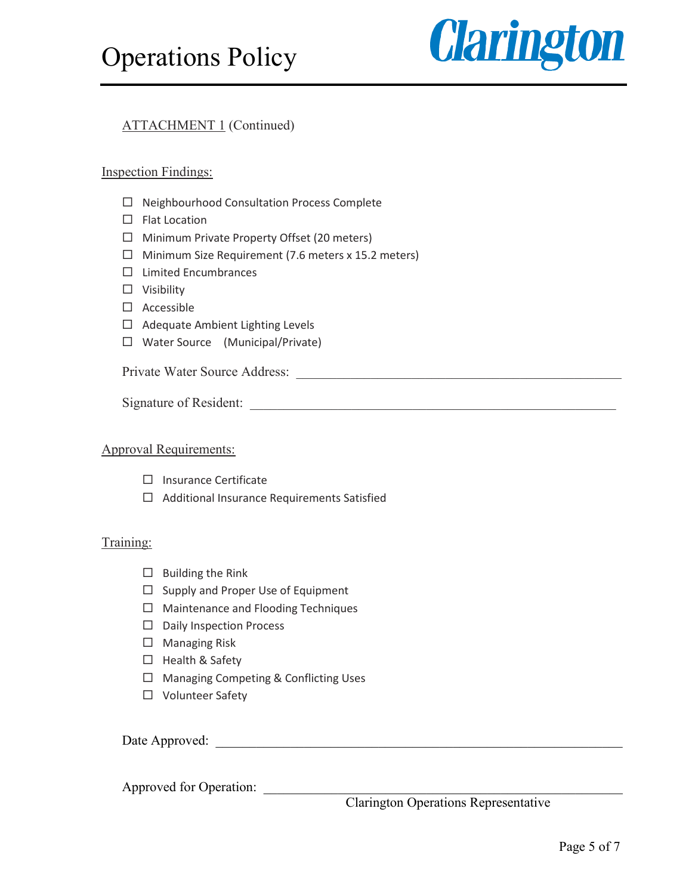ATTACHMENT 1 (Continued)

Inspection Findings:

- ☐ Neighbourhood Consultation Process Complete
- ☐ Flat Location
- ☐ Minimum Private Property Offset (20 meters)
- ☐ Minimum Size Requirement (7.6 meters x 15.2 meters)
- ☐ Limited Encumbrances
- ☐ Visibility
- ☐ Accessible
- ☐ Adequate Ambient Lighting Levels
- ☐ Water Source (Municipal/Private)

Private Water Source Address: ______________________________________________

Signature of Resident: ______________________________________________

Approval Requirements:

- ☐ Insurance Certificate
- ☐ Additional Insurance Requirements Satisfied

Training:

- ☐ Building the Rink
- ☐ Supply and Proper Use of Equipment
- ☐ Maintenance and Flooding Techniques
- ☐ Daily Inspection Process
- ☐ Managing Risk
- ☐ Health & Safety
- ☐ Managing Competing & Conflicting Uses
- ☐ Volunteer Safety

Date Approved: ______________________________________________

Approved for Operation: ______________________________________________
Clarington Operations Representative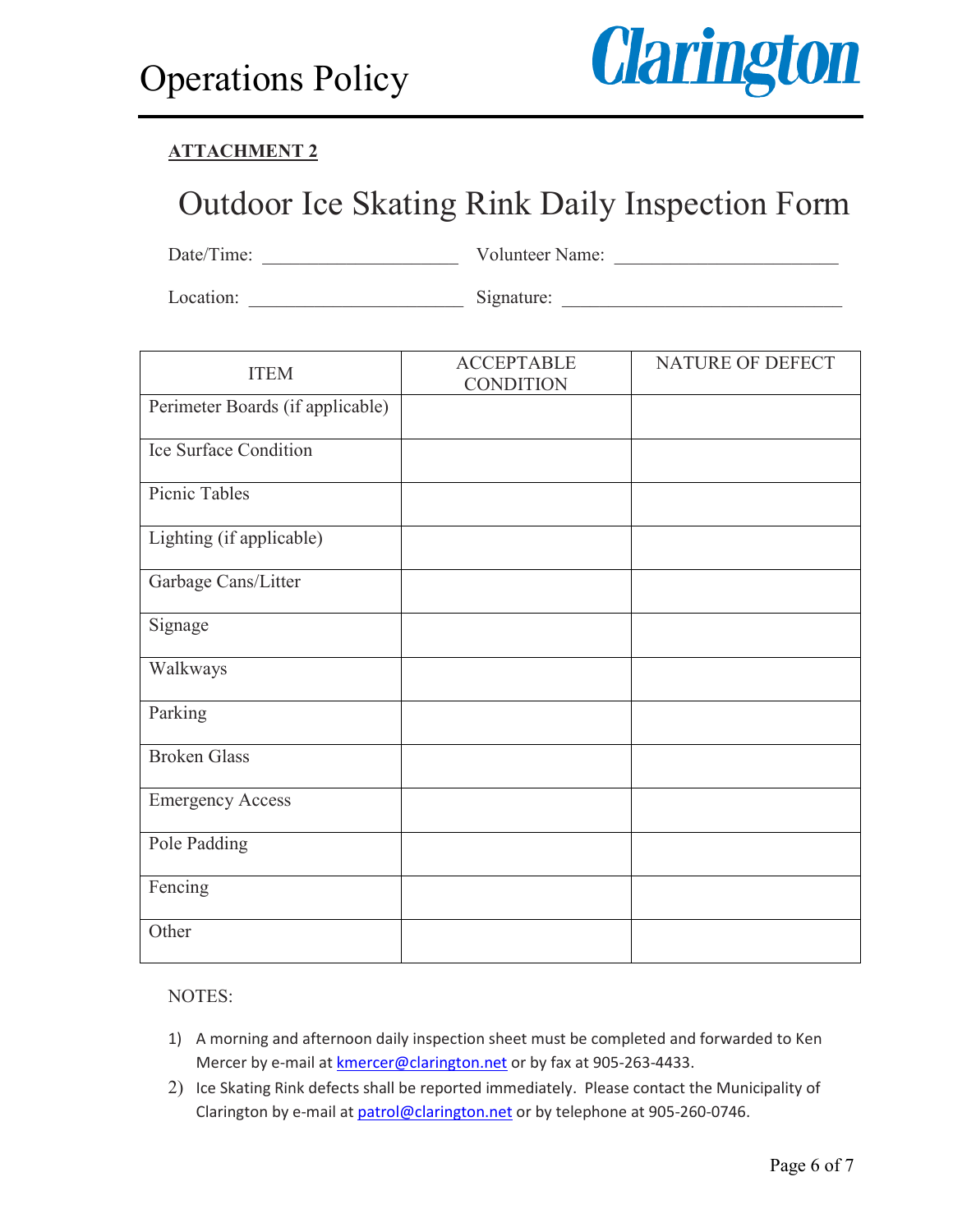**ATTACHMENT 2**

# Outdoor Ice Skating Rink Daily Inspection Form

Date/Time: ____________________ Volunteer Name: ______________________

Location: ______________________ Signature: _____________________________

| ITEM | ACCEPTABLE CONDITION | NATURE OF DEFECT |
|---|---|---|
| Perimeter Boards (if applicable) | | |
| Ice Surface Condition | | |
| Picnic Tables | | |
| Lighting (if applicable) | | |
| Garbage Cans/Litter | | |
| Signage | | |
| Walkways | | |
| Parking | | |
| Broken Glass | | |
| Emergency Access | | |
| Pole Padding | | |
| Fencing | | |
| Other | | |

NOTES:

1) A morning and afternoon daily inspection sheet must be completed and forwarded to Ken Mercer by e-mail at kmercer@clarington.net or by fax at 905-263-4433.
2) Ice Skating Rink defects shall be reported immediately. Please contact the Municipality of Clarington by e-mail at patrol@clarington.net or by telephone at 905-260-0746.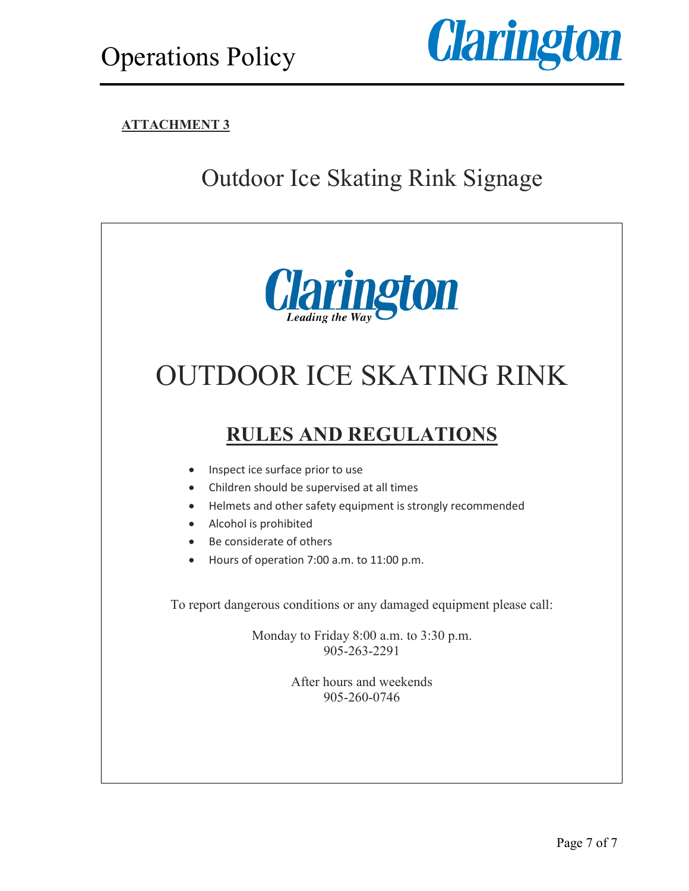**ATTACHMENT 3**

# Outdoor Ice Skating Rink Signage

Clarington
*Leading the Way*

## OUTDOOR ICE SKATING RINK

### RULES AND REGULATIONS

- Inspect ice surface prior to use
- Children should be supervised at all times
- Helmets and other safety equipment is strongly recommended
- Alcohol is prohibited
- Be considerate of others
- Hours of operation 7:00 a.m. to 11:00 p.m.

To report dangerous conditions or any damaged equipment please call:

Monday to Friday 8:00 a.m. to 3:30 p.m.
905-263-2291

After hours and weekends
905-260-0746